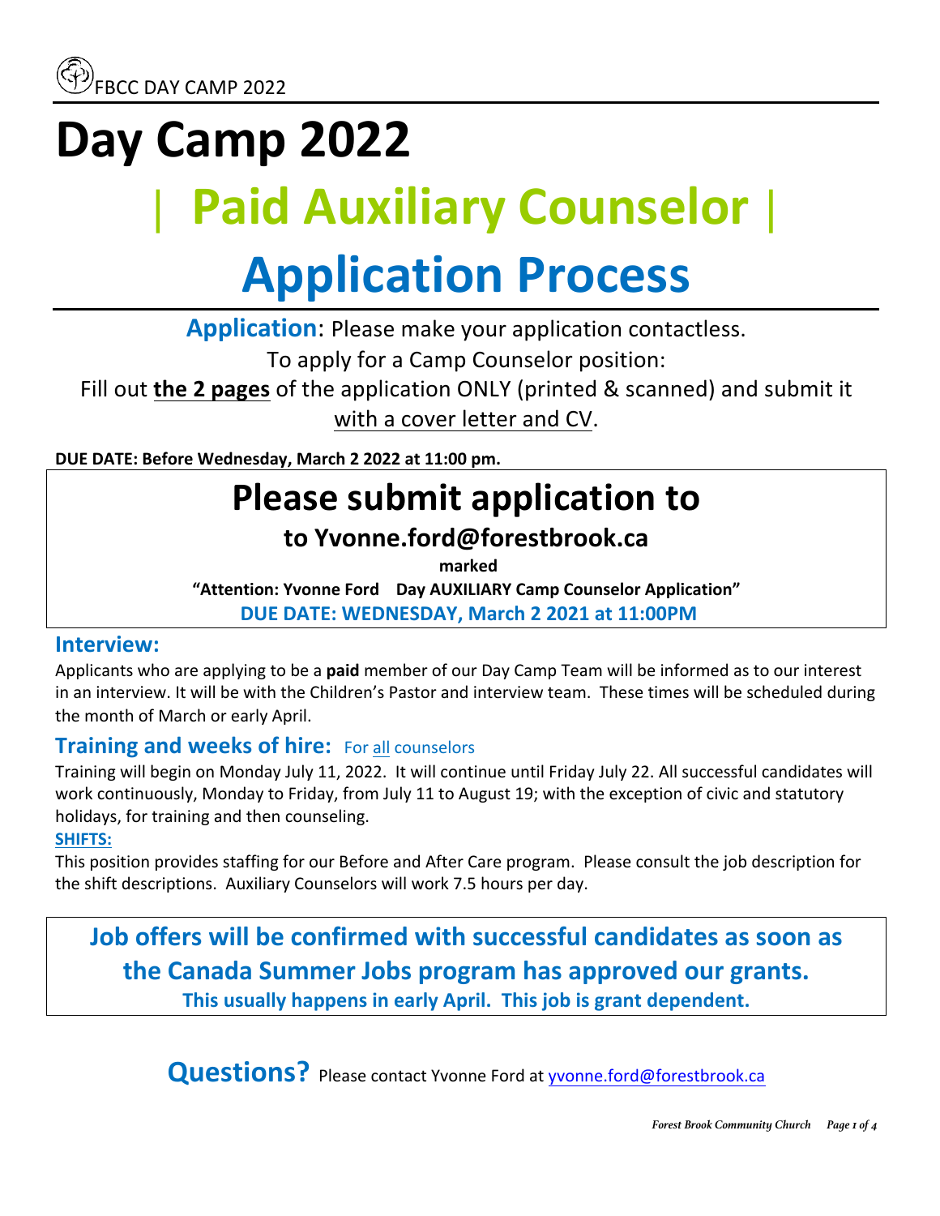# Day Camp 2022

# | Paid Auxiliary Counselor |

# Application Process

**Application**: Please make your application contactless.

To apply for a Camp Counselor position:

Fill out **the 2 pages** of the application ONLY (printed & scanned) and submit it with a cover letter and CV.

**DUE DATE: Before Wednesday, March 2 2022 at 11:00 pm.**

## Please submit application to

### to Yvonne.ford@forestbrook.ca

**marked**

**"Attention: Yvonne Ford Day AUXILIARY Camp Counselor Application"**

**DUE DATE: WEDNESDAY, March 2 2021 at 11:00PM**

## Interview:

Applicants who are applying to be a **paid** member of our Day Camp Team will be informed as to our interest in an interview. It will be with the Children's Pastor and interview team. These times will be scheduled during the month of March or early April.

## Training and weeks of hire: For all counselors

Training will begin on Monday July 11, 2022. It will continue until Friday July 22. All successful candidates will work continuously, Monday to Friday, from July 11 to August 19; with the exception of civic and statutory holidays, for training and then counseling.

**SHIFTS:**

This position provides staffing for our Before and After Care program. Please consult the job description for the shift descriptions. Auxiliary Counselors will work 7.5 hours per day.

**Job offers will be confirmed with successful candidates as soon as the Canada Summer Jobs program has approved our grants.**

**This usually happens in early April. This job is grant dependent.**

**Questions?** Please contact Yvonne Ford at yvonne.ford@forestbrook.ca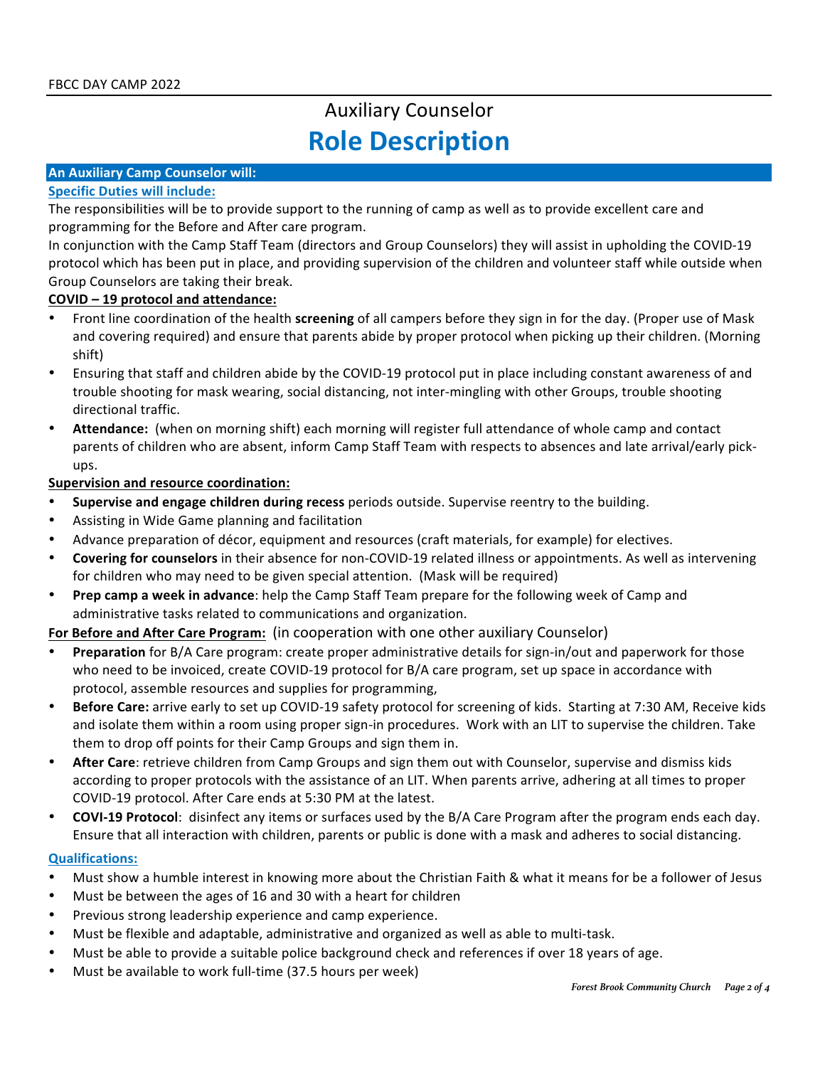# Auxiliary Counselor

## Role Description

**An Auxiliary Camp Counselor will:**

**Specific Duties will include:**

The responsibilities will be to provide support to the running of camp as well as to provide excellent care and programming for the Before and After care program.

In conjunction with the Camp Staff Team (directors and Group Counselors) they will assist in upholding the COVID-19 protocol which has been put in place, and providing supervision of the children and volunteer staff while outside when Group Counselors are taking their break.

**COVID – 19 protocol and attendance:**

- Front line coordination of the health **screening** of all campers before they sign in for the day. (Proper use of Mask and covering required) and ensure that parents abide by proper protocol when picking up their children. (Morning shift)
- Ensuring that staff and children abide by the COVID-19 protocol put in place including constant awareness of and trouble shooting for mask wearing, social distancing, not inter-mingling with other Groups, trouble shooting directional traffic.
- **Attendance:** (when on morning shift) each morning will register full attendance of whole camp and contact parents of children who are absent, inform Camp Staff Team with respects to absences and late arrival/early pick-ups.

**Supervision and resource coordination:**

- **Supervise and engage children during recess** periods outside. Supervise reentry to the building.
- Assisting in Wide Game planning and facilitation
- Advance preparation of décor, equipment and resources (craft materials, for example) for electives.
- **Covering for counselors** in their absence for non-COVID-19 related illness or appointments. As well as intervening for children who may need to be given special attention. (Mask will be required)
- **Prep camp a week in advance**: help the Camp Staff Team prepare for the following week of Camp and administrative tasks related to communications and organization.

**For Before and After Care Program:** (in cooperation with one other auxiliary Counselor)

- **Preparation** for B/A Care program: create proper administrative details for sign-in/out and paperwork for those who need to be invoiced, create COVID-19 protocol for B/A care program, set up space in accordance with protocol, assemble resources and supplies for programming,
- **Before Care:** arrive early to set up COVID-19 safety protocol for screening of kids. Starting at 7:30 AM, Receive kids and isolate them within a room using proper sign-in procedures. Work with an LIT to supervise the children. Take them to drop off points for their Camp Groups and sign them in.
- **After Care**: retrieve children from Camp Groups and sign them out with Counselor, supervise and dismiss kids according to proper protocols with the assistance of an LIT. When parents arrive, adhering at all times to proper COVID-19 protocol. After Care ends at 5:30 PM at the latest.
- **COVI-19 Protocol**: disinfect any items or surfaces used by the B/A Care Program after the program ends each day. Ensure that all interaction with children, parents or public is done with a mask and adheres to social distancing.

**Qualifications:**

- Must show a humble interest in knowing more about the Christian Faith & what it means for be a follower of Jesus
- Must be between the ages of 16 and 30 with a heart for children
- Previous strong leadership experience and camp experience.
- Must be flexible and adaptable, administrative and organized as well as able to multi-task.
- Must be able to provide a suitable police background check and references if over 18 years of age.
- Must be available to work full-time (37.5 hours per week)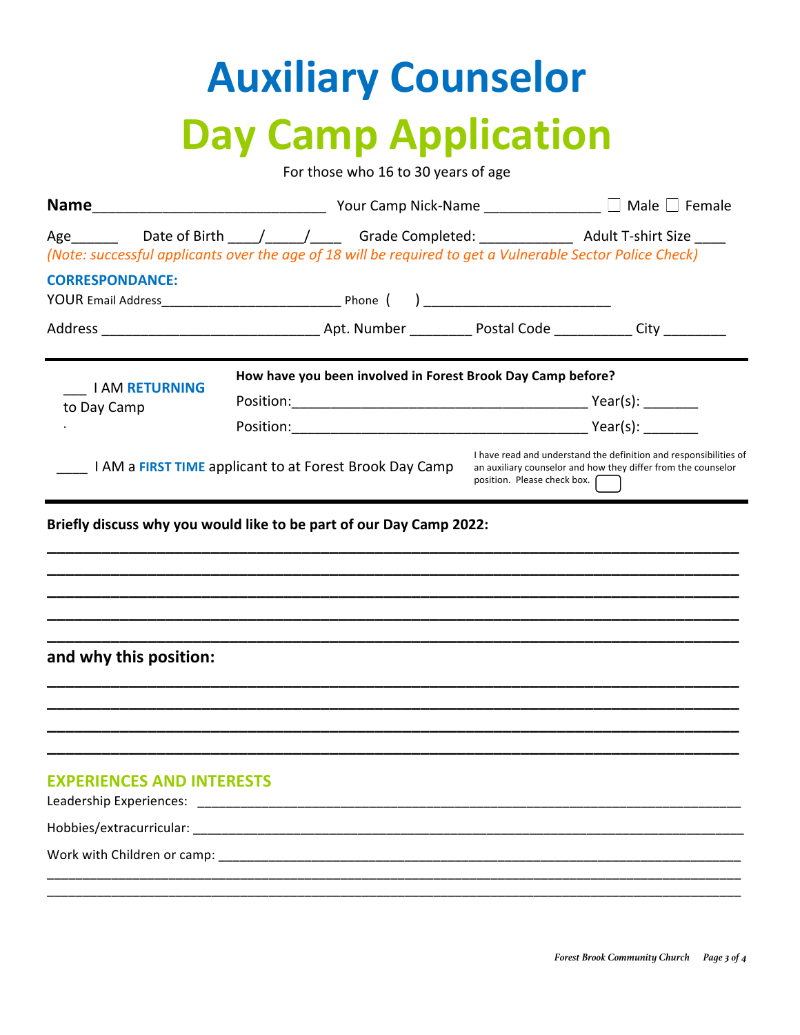# Auxiliary Counselor

# Day Camp Application

For those who 16 to 30 years of age

**Name**_____________________________ Your Camp Nick-Name _______________ ☐ Male ☐ Female

Age______ Date of Birth ____/_____/____ Grade Completed: ____________ Adult T-shirt Size ____

*(Note: successful applicants over the age of 18 will be required to get a Vulnerable Sector Police Check)*

**CORRESPONDANCE:**

YOUR Email Address_________________________ Phone ( ) _________________________

Address ____________________________ Apt. Number ________ Postal Code __________ City ________

---

___ I AM **RETURNING** to Day Camp

**How have you been involved in Forest Brook Day Camp before?**

Position:_______________________________________ Year(s): _______

Position:_______________________________________ Year(s): _______

____ I AM a **FIRST TIME** applicant to at Forest Brook Day Camp

I have read and understand the definition and responsibilities of an auxiliary counselor and how they differ from the counselor position. Please check box. ☐

---

**Briefly discuss why you would like to be part of our Day Camp 2022:**

_____________________________________________________________________________

_____________________________________________________________________________

_____________________________________________________________________________

_____________________________________________________________________________

_____________________________________________________________________________

**and why this position:**

_____________________________________________________________________________

_____________________________________________________________________________

_____________________________________________________________________________

_____________________________________________________________________________

## EXPERIENCES AND INTERESTS

Leadership Experiences: ___________________________________________________________

Hobbies/extracurricular: ___________________________________________________________

Work with Children or camp: ________________________________________________________

_____________________________________________________________________________

_____________________________________________________________________________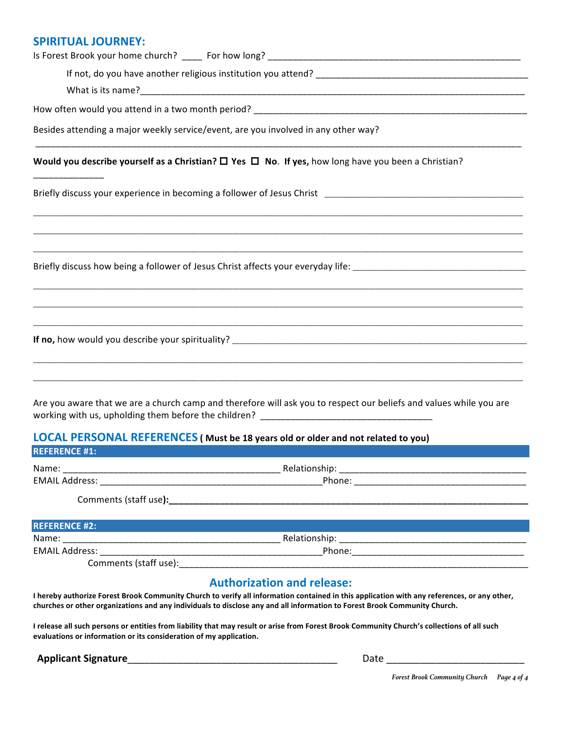## SPIRITUAL JOURNEY:

Is Forest Brook your home church? ____ For how long? ______________________________________________

If not, do you have another religious institution you attend? ________________________________________

What is its name?__________________________________________________________________________

How often would you attend in a two month period? __________________________________________________

Besides attending a major weekly service/event, are you involved in any other way?

______________________________________________________________________________________________

**Would you describe yourself as a Christian?** ☐ **Yes** ☐ **No**. **If yes,** how long have you been a Christian?

______________

Briefly discuss your experience in becoming a follower of Jesus Christ ____________________________________

______________________________________________________________________________________________

______________________________________________________________________________________________

______________________________________________________________________________________________

Briefly discuss how being a follower of Jesus Christ affects your everyday life: _________________________________

______________________________________________________________________________________________

______________________________________________________________________________________________

______________________________________________________________________________________________

**If no,** how would you describe your spirituality? ______________________________________________________

______________________________________________________________________________________________

______________________________________________________________________________________________

Are you aware that we are a church camp and therefore will ask you to respect our beliefs and values while you are working with us, upholding them before the children? _________________________________

## LOCAL PERSONAL REFERENCES **( Must be 18 years old or older and not related to you)**

**REFERENCE #1:**

Name: ___________________________________________ Relationship: ____________________________________

EMAIL Address: ____________________________________________Phone: ________________________________

Comments (staff use)**:___________________________________________________________________________**

**REFERENCE #2:**

Name: ___________________________________________ Relationship: ____________________________________

EMAIL Address: ____________________________________________Phone:________________________________

Comments (staff use):_________________________________________________________________________

## Authorization and release:

**I hereby authorize Forest Brook Community Church to verify all information contained in this application with any references, or any other, churches or other organizations and any individuals to disclose any and all information to Forest Brook Community Church.**

**I release all such persons or entities from liability that may result or arise from Forest Brook Community Church's collections of all such evaluations or information or its consideration of my application.**

**Applicant Signature**_______________________________________ Date ________________________